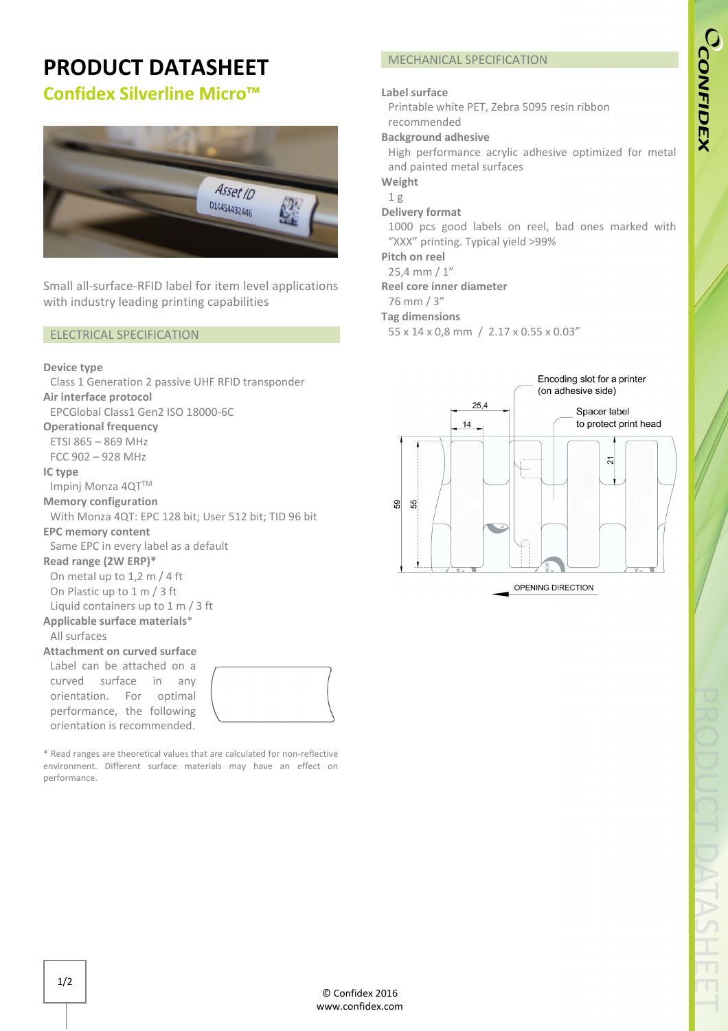# PRODUCT DATASHEET

## Confidex Silverline Micro™

Small all-surface-RFID label for item level applications with industry leading printing capabilities

## ELECTRICAL SPECIFICATION

**Device type**
Class 1 Generation 2 passive UHF RFID transponder

**Air interface protocol**
EPCGlobal Class1 Gen2 ISO 18000-6C

**Operational frequency**
ETSI 865 – 869 MHz
FCC 902 – 928 MHz

**IC type**
Impinj Monza 4QT™

**Memory configuration**
With Monza 4QT: EPC 128 bit; User 512 bit; TID 96 bit

**EPC memory content**
Same EPC in every label as a default

**Read range (2W ERP)***
On metal up to 1,2 m / 4 ft
On Plastic up to 1 m / 3 ft
Liquid containers up to 1 m / 3 ft

**Applicable surface materials***
All surfaces

**Attachment on curved surface**
Label can be attached on a curved surface in any orientation. For optimal performance, the following orientation is recommended.

\* Read ranges are theoretical values that are calculated for non-reflective environment. Different surface materials may have an effect on performance.

## MECHANICAL SPECIFICATION

**Label surface**
Printable white PET, Zebra 5095 resin ribbon recommended

**Background adhesive**
High performance acrylic adhesive optimized for metal and painted metal surfaces

**Weight**
1 g

**Delivery format**
1000 pcs good labels on reel, bad ones marked with "XXX" printing. Typical yield >99%

**Pitch on reel**
25,4 mm / 1"

**Reel core inner diameter**
76 mm / 3"

**Tag dimensions**
55 x 14 x 0,8 mm / 2.17 x 0.55 x 0.03"

Encoding slot for a printer (on adhesive side)

Spacer label to protect print head

25,4 · 14 · 21 · 59 · 55

OPENING DIRECTION

© Confidex 2016
www.confidex.com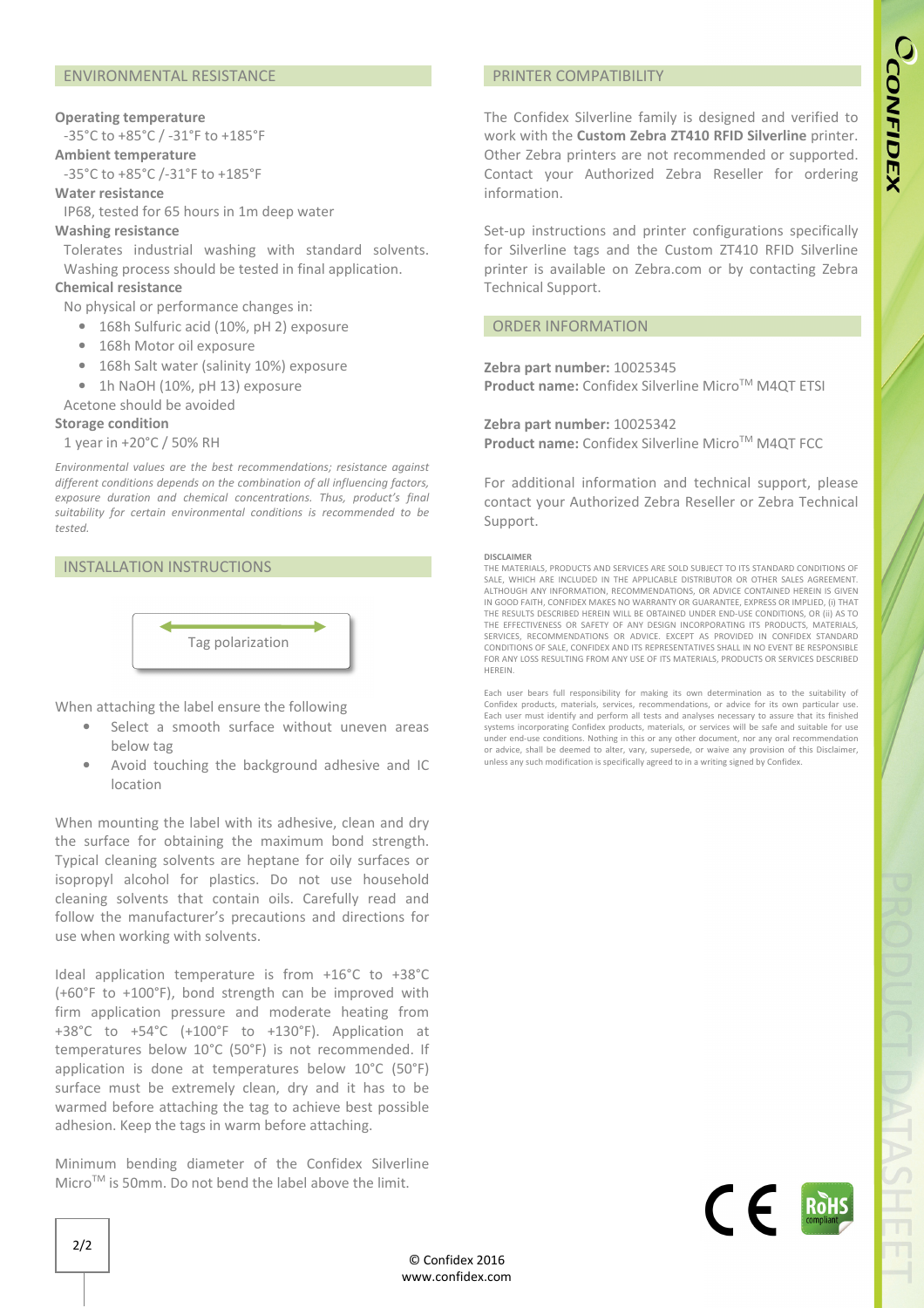## ENVIRONMENTAL RESISTANCE

**Operating temperature**

-35°C to +85°C / -31°F to +185°F

**Ambient temperature**

-35°C to +85°C /-31°F to +185°F

**Water resistance**

IP68, tested for 65 hours in 1m deep water

**Washing resistance**

Tolerates industrial washing with standard solvents. Washing process should be tested in final application.

**Chemical resistance**

No physical or performance changes in:

- 168h Sulfuric acid (10%, pH 2) exposure
- 168h Motor oil exposure
- 168h Salt water (salinity 10%) exposure
- 1h NaOH (10%, pH 13) exposure

Acetone should be avoided

**Storage condition**

1 year in +20°C / 50% RH

*Environmental values are the best recommendations; resistance against different conditions depends on the combination of all influencing factors, exposure duration and chemical concentrations. Thus, product's final suitability for certain environmental conditions is recommended to be tested.*

## INSTALLATION INSTRUCTIONS

Tag polarization

When attaching the label ensure the following

- Select a smooth surface without uneven areas below tag
- Avoid touching the background adhesive and IC location

When mounting the label with its adhesive, clean and dry the surface for obtaining the maximum bond strength. Typical cleaning solvents are heptane for oily surfaces or isopropyl alcohol for plastics. Do not use household cleaning solvents that contain oils. Carefully read and follow the manufacturer's precautions and directions for use when working with solvents.

Ideal application temperature is from +16°C to +38°C (+60°F to +100°F), bond strength can be improved with firm application pressure and moderate heating from +38°C to +54°C (+100°F to +130°F). Application at temperatures below 10°C (50°F) is not recommended. If application is done at temperatures below 10°C (50°F) surface must be extremely clean, dry and it has to be warmed before attaching the tag to achieve best possible adhesion. Keep the tags in warm before attaching.

Minimum bending diameter of the Confidex Silverline Micro™ is 50mm. Do not bend the label above the limit.

## PRINTER COMPATIBILITY

The Confidex Silverline family is designed and verified to work with the **Custom Zebra ZT410 RFID Silverline** printer. Other Zebra printers are not recommended or supported. Contact your Authorized Zebra Reseller for ordering information.

Set-up instructions and printer configurations specifically for Silverline tags and the Custom ZT410 RFID Silverline printer is available on Zebra.com or by contacting Zebra Technical Support.

## ORDER INFORMATION

**Zebra part number:** 10025345
**Product name:** Confidex Silverline Micro™ M4QT ETSI

**Zebra part number:** 10025342
**Product name:** Confidex Silverline Micro™ M4QT FCC

For additional information and technical support, please contact your Authorized Zebra Reseller or Zebra Technical Support.

**DISCLAIMER**

THE MATERIALS, PRODUCTS AND SERVICES ARE SOLD SUBJECT TO ITS STANDARD CONDITIONS OF SALE, WHICH ARE INCLUDED IN THE APPLICABLE DISTRIBUTOR OR OTHER SALES AGREEMENT. ALTHOUGH ANY INFORMATION, RECOMMENDATIONS, OR ADVICE CONTAINED HEREIN IS GIVEN IN GOOD FAITH, CONFIDEX MAKES NO WARRANTY OR GUARANTEE, EXPRESS OR IMPLIED, (i) THAT THE RESULTS DESCRIBED HEREIN WILL BE OBTAINED UNDER END-USE CONDITIONS, OR (ii) AS TO THE EFFECTIVENESS OR SAFETY OF ANY DESIGN INCORPORATING ITS PRODUCTS, MATERIALS, SERVICES, RECOMMENDATIONS OR ADVICE. EXCEPT AS PROVIDED IN CONFIDEX STANDARD CONDITIONS OF SALE, CONFIDEX AND ITS REPRESENTATIVES SHALL IN NO EVENT BE RESPONSIBLE FOR ANY LOSS RESULTING FROM ANY USE OF ITS MATERIALS, PRODUCTS OR SERVICES DESCRIBED HEREIN.

Each user bears full responsibility for making its own determination as to the suitability of Confidex products, materials, services, recommendations, or advice for its own particular use. Each user must identify and perform all tests and analyses necessary to assure that its finished systems incorporating Confidex products, materials, or services will be safe and suitable for use under end-use conditions. Nothing in this or any other document, nor any oral recommendation or advice, shall be deemed to alter, vary, supersede, or waive any provision of this Disclaimer, unless any such modification is specifically agreed to in a writing signed by Confidex.

© Confidex 2016
www.confidex.com